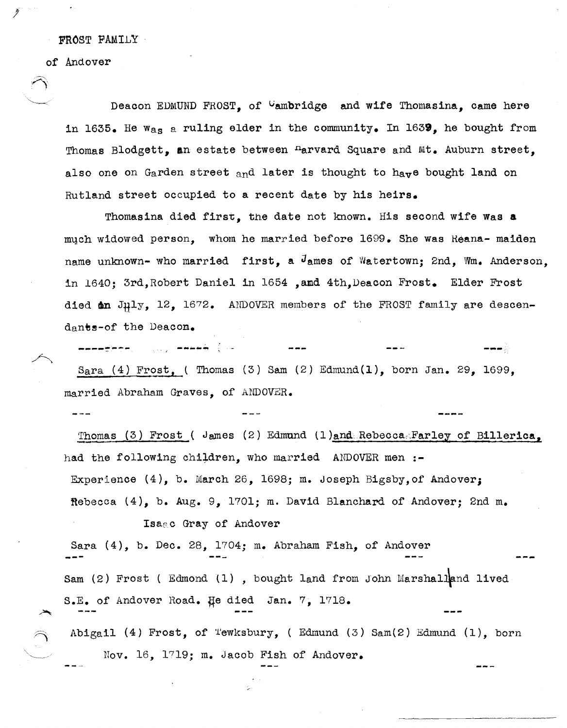FROST FAMILY

of Andover

Deacon EDMUND FROST, of Cambridge and wife Thomasina, came here in 1635. He was a ruling elder in the community. In 1639, he bought from Thomas Blodgett, an estate between Harvard Square and Mt. Auburn street, also one on Garden street and later is thought to have bought land on Rutland street occupied to a recent date by his heirs.

Thomasina died first, the date not known. His second wife was a much widowed person, whom he married before 1699. She was Reana- maiden name unknown- who married first, a James of Watertown; 2nd, Wm. Anderson, in 1640; 3rd, Robert Daniel in 1654, and 4th, Deacon Frost. Elder Frost died on July, 12, 1672. ANDOVER members of the FROST family are descendants-of the Deacon.

--- --- --- --- ---

Sara (4) Frost, ( Thomas (3) Sam (2) Edmund(1), born Jan. 29, 1699, married Abraham Graves, of ANDOVER.

--- --- ---

Thomas (3) Frost ( James (2) Edmund (1) and Rebecca Farley of Billerica, had the following children, who married ANDOVER men :-

Experience (4), b. March 26, 1698; m. Joseph Bigsby, of Andover;
Rebecca (4), b. Aug. 9, 1701; m. David Blanchard of Andover; 2nd m. Isaac Gray of Andover
Sara (4), b. Dec. 28, 1704; m. Abraham Fish, of Andover

--- --- --- ---

Sam (2) Frost ( Edmond (1) , bought land from John Marshall and lived S.E. of Andover Road. He died Jan. 7, 1718.

--- --- ---

Abigail (4) Frost, of Tewksbury, ( Edmund (3) Sam(2) Edmund (1), born Nov. 16, 1719; m. Jacob Fish of Andover.

--- --- ---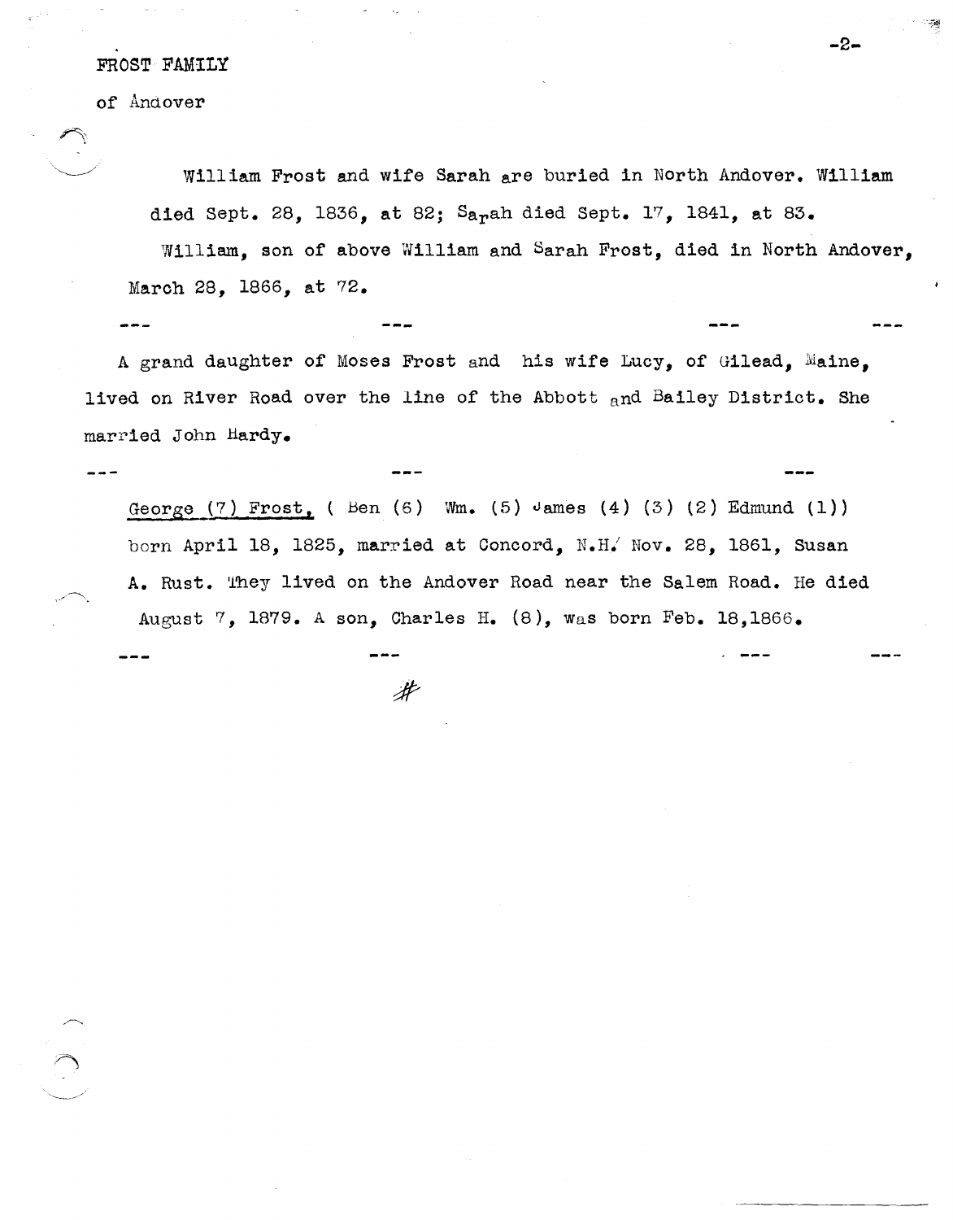FROST FAMILY

of Andover

William Frost and wife Sarah are buried in North Andover. William died Sept. 28, 1836, at 82; Sarah died Sept. 17, 1841, at 83.

William, son of above William and Sarah Frost, died in North Andover, March 28, 1866, at 72.

--- --- --- ---

A grand daughter of Moses Frost and his wife Lucy, of Gilead, Maine, lived on River Road over the line of the Abbott and Bailey District. She married John Hardy.

--- --- ---

George (7) Frost, ( Ben (6) Wm. (5) James (4) (3) (2) Edmund (1)) born April 18, 1825, married at Concord, N.H. Nov. 28, 1861, Susan A. Rust. They lived on the Andover Road near the Salem Road. He died August 7, 1879. A son, Charles H. (8), was born Feb. 18,1866.

--- --- --- ---

#